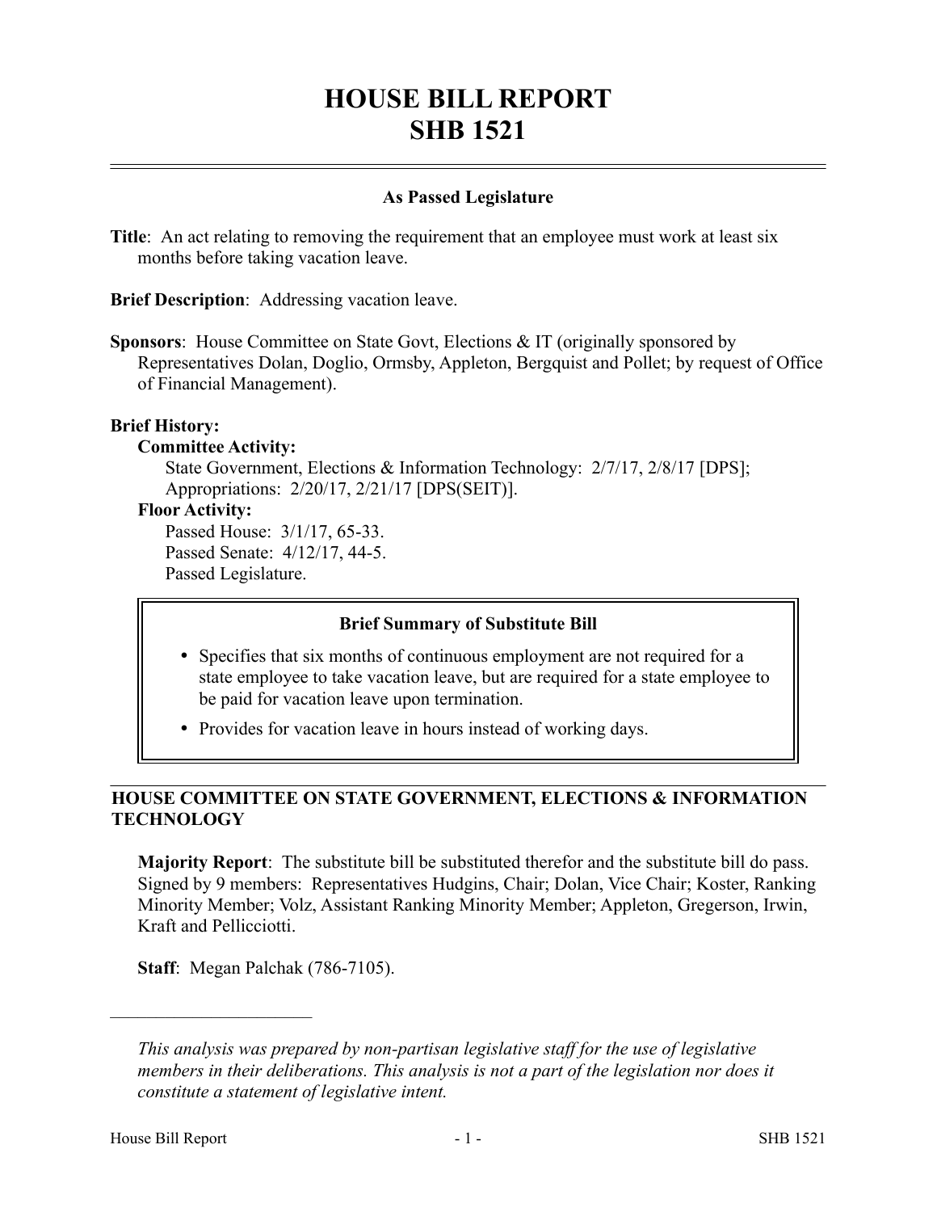# HOUSE BILL REPORT
# SHB 1521

## As Passed Legislature

**Title**: An act relating to removing the requirement that an employee must work at least six months before taking vacation leave.

**Brief Description**: Addressing vacation leave.

**Sponsors**: House Committee on State Govt, Elections & IT (originally sponsored by Representatives Dolan, Doglio, Ormsby, Appleton, Bergquist and Pollet; by request of Office of Financial Management).

**Brief History:**

**Committee Activity:**

State Government, Elections & Information Technology: 2/7/17, 2/8/17 [DPS];
Appropriations: 2/20/17, 2/21/17 [DPS(SEIT)].

**Floor Activity:**

Passed House: 3/1/17, 65-33.
Passed Senate: 4/12/17, 44-5.
Passed Legislature.

**Brief Summary of Substitute Bill**

- Specifies that six months of continuous employment are not required for a state employee to take vacation leave, but are required for a state employee to be paid for vacation leave upon termination.
- Provides for vacation leave in hours instead of working days.

## HOUSE COMMITTEE ON STATE GOVERNMENT, ELECTIONS & INFORMATION TECHNOLOGY

**Majority Report**: The substitute bill be substituted therefor and the substitute bill do pass. Signed by 9 members: Representatives Hudgins, Chair; Dolan, Vice Chair; Koster, Ranking Minority Member; Volz, Assistant Ranking Minority Member; Appleton, Gregerson, Irwin, Kraft and Pellicciotti.

**Staff**: Megan Palchak (786-7105).

---

*This analysis was prepared by non-partisan legislative staff for the use of legislative members in their deliberations. This analysis is not a part of the legislation nor does it constitute a statement of legislative intent.*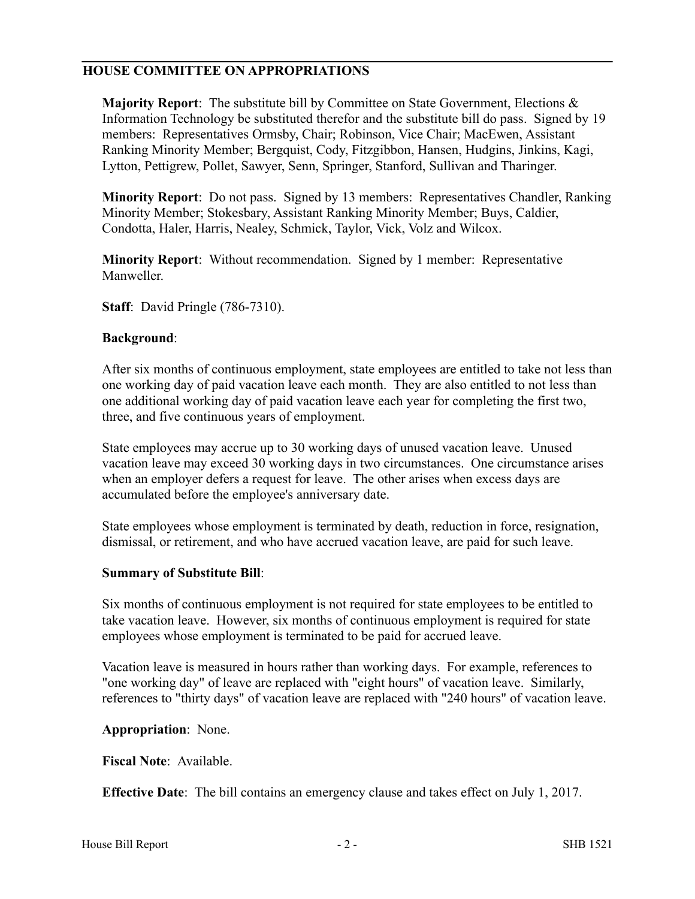## HOUSE COMMITTEE ON APPROPRIATIONS

**Majority Report**: The substitute bill by Committee on State Government, Elections & Information Technology be substituted therefor and the substitute bill do pass. Signed by 19 members: Representatives Ormsby, Chair; Robinson, Vice Chair; MacEwen, Assistant Ranking Minority Member; Bergquist, Cody, Fitzgibbon, Hansen, Hudgins, Jinkins, Kagi, Lytton, Pettigrew, Pollet, Sawyer, Senn, Springer, Stanford, Sullivan and Tharinger.

**Minority Report**: Do not pass. Signed by 13 members: Representatives Chandler, Ranking Minority Member; Stokesbary, Assistant Ranking Minority Member; Buys, Caldier, Condotta, Haler, Harris, Nealey, Schmick, Taylor, Vick, Volz and Wilcox.

**Minority Report**: Without recommendation. Signed by 1 member: Representative Manweller.

**Staff**: David Pringle (786-7310).

**Background**:

After six months of continuous employment, state employees are entitled to take not less than one working day of paid vacation leave each month. They are also entitled to not less than one additional working day of paid vacation leave each year for completing the first two, three, and five continuous years of employment.

State employees may accrue up to 30 working days of unused vacation leave. Unused vacation leave may exceed 30 working days in two circumstances. One circumstance arises when an employer defers a request for leave. The other arises when excess days are accumulated before the employee's anniversary date.

State employees whose employment is terminated by death, reduction in force, resignation, dismissal, or retirement, and who have accrued vacation leave, are paid for such leave.

**Summary of Substitute Bill**:

Six months of continuous employment is not required for state employees to be entitled to take vacation leave. However, six months of continuous employment is required for state employees whose employment is terminated to be paid for accrued leave.

Vacation leave is measured in hours rather than working days. For example, references to "one working day" of leave are replaced with "eight hours" of vacation leave. Similarly, references to "thirty days" of vacation leave are replaced with "240 hours" of vacation leave.

**Appropriation**: None.

**Fiscal Note**: Available.

**Effective Date**: The bill contains an emergency clause and takes effect on July 1, 2017.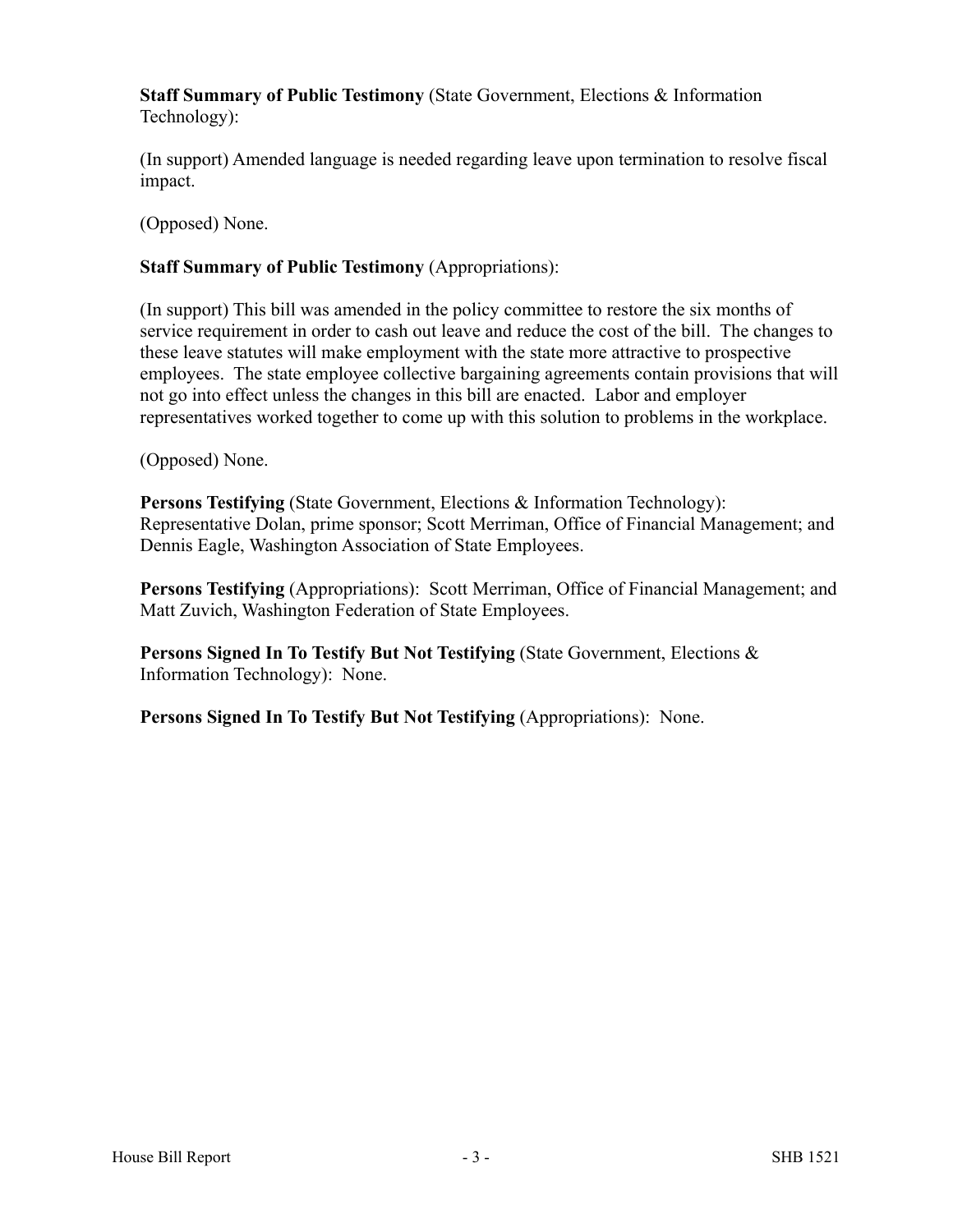**Staff Summary of Public Testimony** (State Government, Elections & Information Technology):

(In support) Amended language is needed regarding leave upon termination to resolve fiscal impact.

(Opposed) None.

**Staff Summary of Public Testimony** (Appropriations):

(In support) This bill was amended in the policy committee to restore the six months of service requirement in order to cash out leave and reduce the cost of the bill. The changes to these leave statutes will make employment with the state more attractive to prospective employees. The state employee collective bargaining agreements contain provisions that will not go into effect unless the changes in this bill are enacted. Labor and employer representatives worked together to come up with this solution to problems in the workplace.

(Opposed) None.

**Persons Testifying** (State Government, Elections & Information Technology): Representative Dolan, prime sponsor; Scott Merriman, Office of Financial Management; and Dennis Eagle, Washington Association of State Employees.

**Persons Testifying** (Appropriations): Scott Merriman, Office of Financial Management; and Matt Zuvich, Washington Federation of State Employees.

**Persons Signed In To Testify But Not Testifying** (State Government, Elections & Information Technology): None.

**Persons Signed In To Testify But Not Testifying** (Appropriations): None.